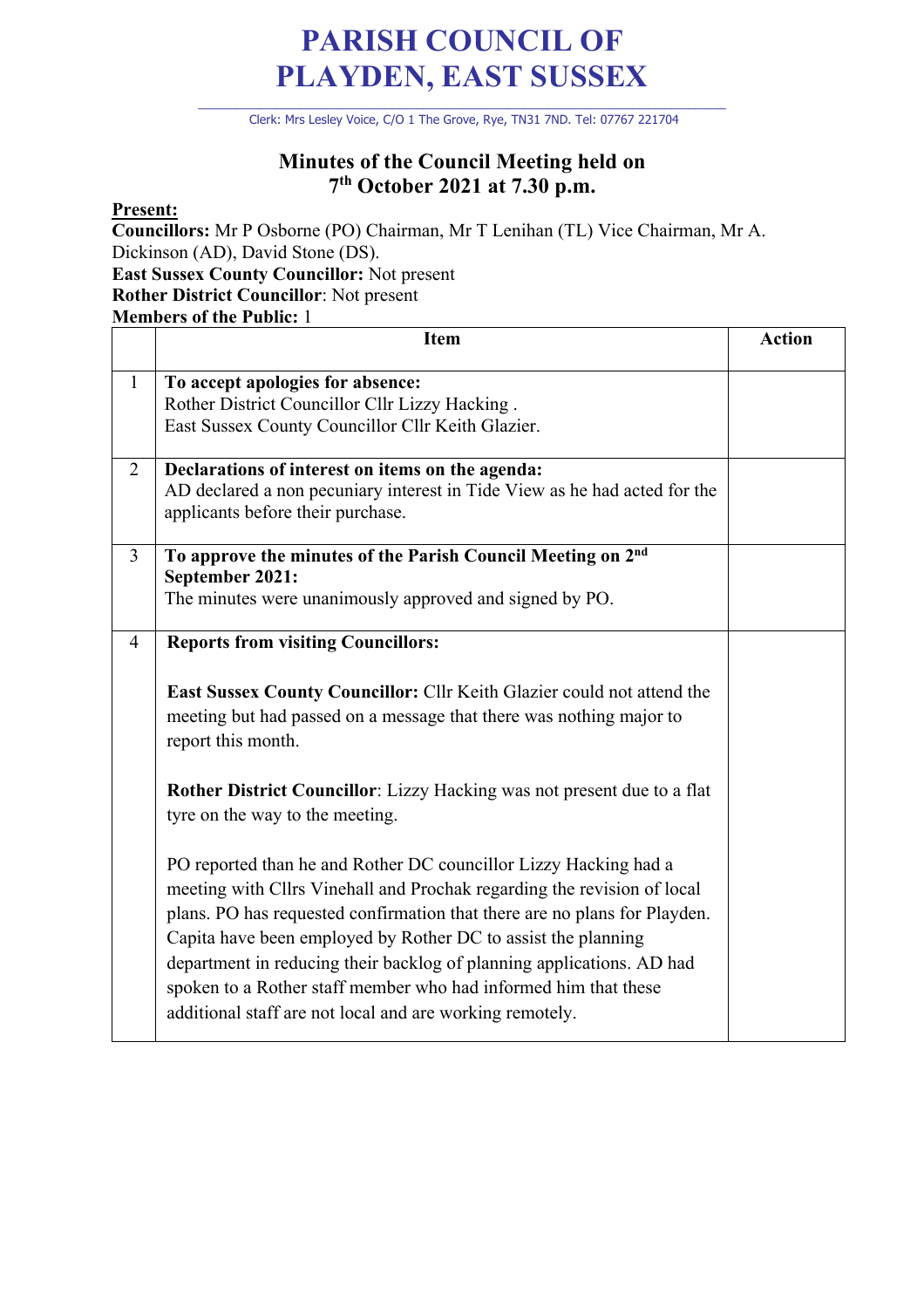# PARISH COUNCIL OF PLAYDEN, EAST SUSSEX

Clerk: Mrs Lesley Voice, C/O 1 The Grove, Rye, TN31 7ND. Tel: 07767 221704

## Minutes of the Council Meeting held on 7th October 2021 at 7.30 p.m.

**Present:**
**Councillors:** Mr P Osborne (PO) Chairman, Mr T Lenihan (TL) Vice Chairman, Mr A. Dickinson (AD), David Stone (DS).
**East Sussex County Councillor:** Not present
**Rotner District Councillor**: Not present
**Members of the Public:** 1

| | Item | Action |
|---|---|---|
| 1 | **To accept apologies for absence:**<br>Rother District Councillor Cllr Lizzy Hacking .<br>East Sussex County Councillor Cllr Keith Glazier. | |
| 2 | **Declarations of interest on items on the agenda:**<br>AD declared a non pecuniary interest in Tide View as he had acted for the applicants before their purchase. | |
| 3 | **To approve the minutes of the Parish Council Meeting on 2nd September 2021:**<br>The minutes were unanimously approved and signed by PO. | |
| 4 | **Reports from visiting Councillors:**<br><br>**East Sussex County Councillor:** Cllr Keith Glazier could not attend the meeting but had passed on a message that there was nothing major to report this month.<br><br>**Rother District Councillor**: Lizzy Hacking was not present due to a flat tyre on the way to the meeting.<br><br>PO reported than he and Rother DC councillor Lizzy Hacking had a meeting with Cllrs Vinehall and Prochak regarding the revision of local plans. PO has requested confirmation that there are no plans for Playden. Capita have been employed by Rother DC to assist the planning department in reducing their backlog of planning applications. AD had spoken to a Rother staff member who had informed him that these additional staff are not local and are working remotely. | |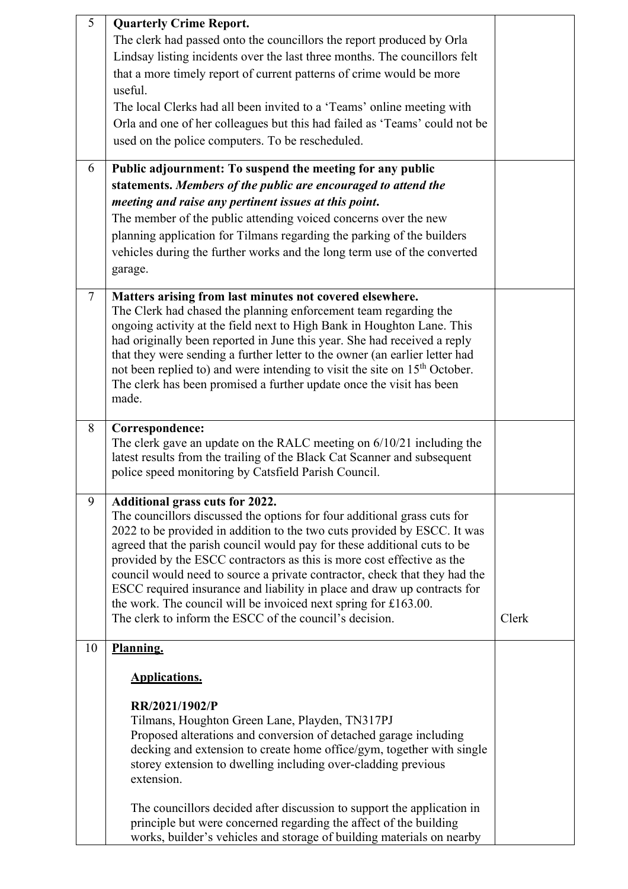| | | |
|---|---|---|
| 5 | **Quarterly Crime Report.**<br>The clerk had passed onto the councillors the report produced by Orla Lindsay listing incidents over the last three months. The councillors felt that a more timely report of current patterns of crime would be more useful.<br>The local Clerks had all been invited to a 'Teams' online meeting with Orla and one of her colleagues but this had failed as 'Teams' could not be used on the police computers. To be rescheduled. | |
| 6 | **Public adjournment: To suspend the meeting for any public statements.** ***Members of the public are encouraged to attend the meeting and raise any pertinent issues at this point.***<br>The member of the public attending voiced concerns over the new planning application for Tilmans regarding the parking of the builders vehicles during the further works and the long term use of the converted garage. | |
| 7 | **Matters arising from last minutes not covered elsewhere.**<br>The Clerk had chased the planning enforcement team regarding the ongoing activity at the field next to High Bank in Houghton Lane. This had originally been reported in June this year. She had received a reply that they were sending a further letter to the owner (an earlier letter had not been replied to) and were intending to visit the site on 15th October. The clerk has been promised a further update once the visit has been made. | |
| 8 | **Correspondence:**<br>The clerk gave an update on the RALC meeting on 6/10/21 including the latest results from the trailing of the Black Cat Scanner and subsequent police speed monitoring by Catsfield Parish Council. | |
| 9 | **Additional grass cuts for 2022.**<br>The councillors discussed the options for four additional grass cuts for 2022 to be provided in addition to the two cuts provided by ESCC. It was agreed that the parish council would pay for these additional cuts to be provided by the ESCC contractors as this is more cost effective as the council would need to source a private contractor, check that they had the ESCC required insurance and liability in place and draw up contracts for the work. The council will be invoiced next spring for £163.00.<br>The clerk to inform the ESCC of the council's decision. | Clerk |
| 10 | **Planning.**<br><br>**Applications.**<br><br>**RR/2021/1902/P**<br>Tilmans, Houghton Green Lane, Playden, TN317PJ<br>Proposed alterations and conversion of detached garage including decking and extension to create home office/gym, together with single storey extension to dwelling including over-cladding previous extension.<br><br>The councillors decided after discussion to support the application in principle but were concerned regarding the affect of the building works, builder's vehicles and storage of building materials on nearby | |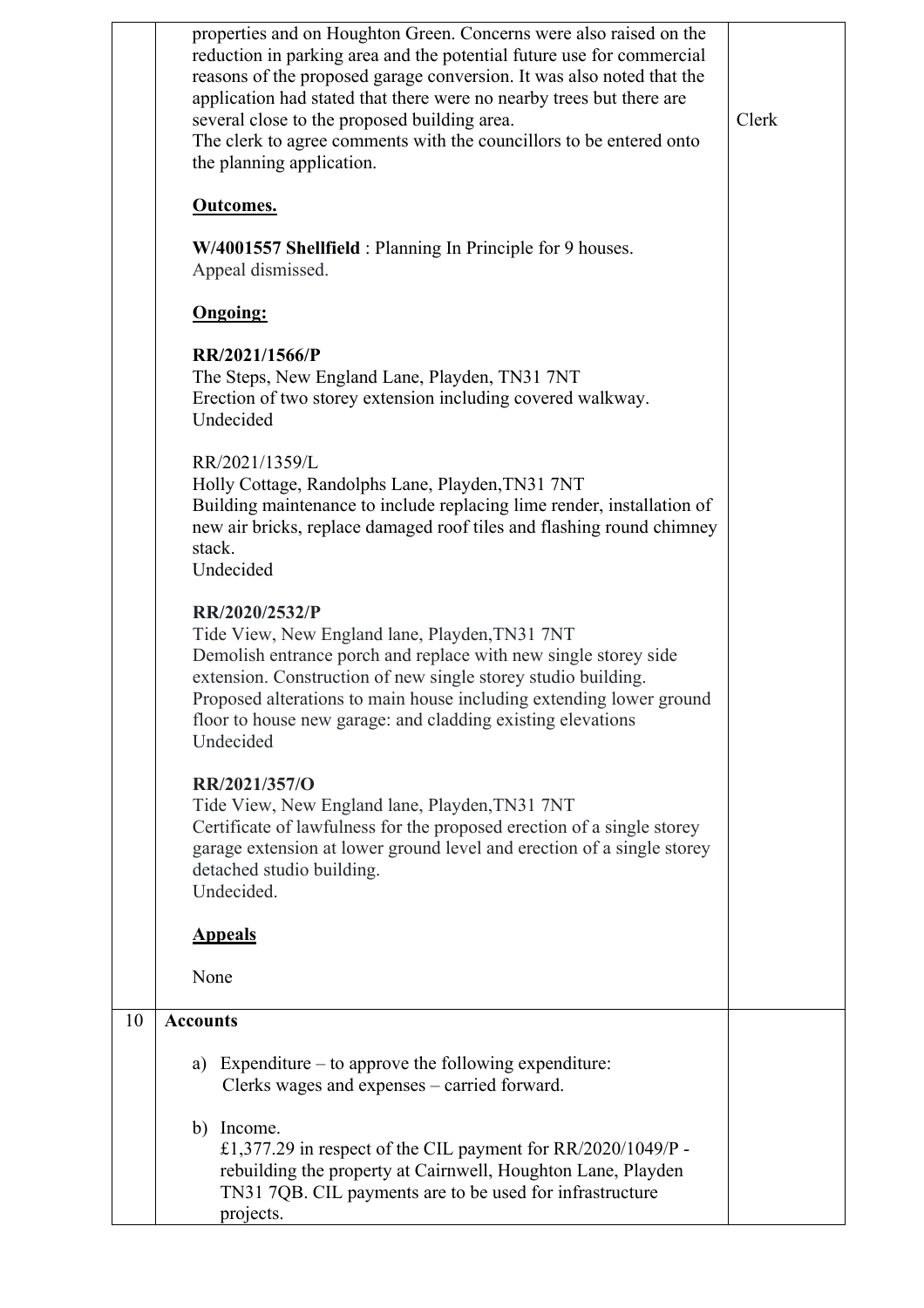| | | |
|---|---|---|
| | properties and on Houghton Green. Concerns were also raised on the reduction in parking area and the potential future use for commercial reasons of the proposed garage conversion. It was also noted that the application had stated that there were no nearby trees but there are several close to the proposed building area.<br>The clerk to agree comments with the councillors to be entered onto the planning application.<br><br>**<u>Outcomes.</u>**<br><br>**W/4001557 Shellfield** : Planning In Principle for 9 houses.<br>Appeal dismissed.<br><br>**<u>Ongoing:</u>**<br><br>**RR/2021/1566/P**<br>The Steps, New England Lane, Playden, TN31 7NT<br>Erection of two storey extension including covered walkway.<br>Undecided<br><br>RR/2021/1359/L<br>Holly Cottage, Randolphs Lane, Playden,TN31 7NT<br>Building maintenance to include replacing lime render, installation of new air bricks, replace damaged roof tiles and flashing round chimney stack.<br>Undecided<br><br>**RR/2020/2532/P**<br>Tide View, New England lane, Playden,TN31 7NT<br>Demolish entrance porch and replace with new single storey side extension. Construction of new single storey studio building. Proposed alterations to main house including extending lower ground floor to house new garage: and cladding existing elevations<br>Undecided<br><br>**RR/2021/357/O**<br>Tide View, New England lane, Playden,TN31 7NT<br>Certificate of lawfulness for the proposed erection of a single storey garage extension at lower ground level and erection of a single storey detached studio building.<br>Undecided.<br><br>**<u>Appeals</u>**<br><br>None | Clerk |
| 10 | **Accounts**<br><br>a) Expenditure – to approve the following expenditure:<br>Clerks wages and expenses – carried forward.<br><br>b) Income.<br>£1,377.29 in respect of the CIL payment for RR/2020/1049/P - rebuilding the property at Cairnwell, Houghton Lane, Playden TN31 7QB. CIL payments are to be used for infrastructure projects. | |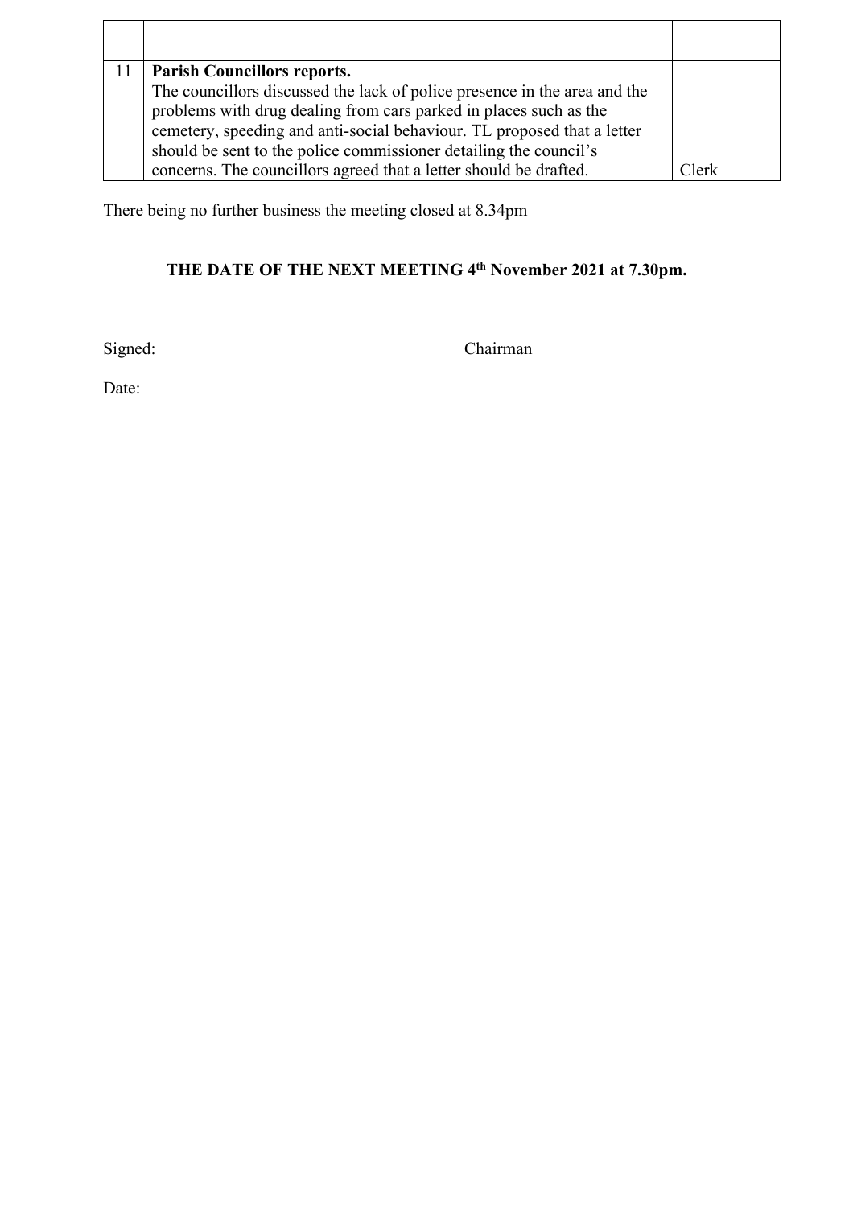| | | |
|---|---|---|
| | | |
| 11 | **Parish Councillors reports.**<br>The councillors discussed the lack of police presence in the area and the problems with drug dealing from cars parked in places such as the cemetery, speeding and anti-social behaviour. TL proposed that a letter should be sent to the police commissioner detailing the council's concerns. The councillors agreed that a letter should be drafted. | Clerk |

There being no further business the meeting closed at 8.34pm

**THE DATE OF THE NEXT MEETING 4th November 2021 at 7.30pm.**

Signed: Chairman

Date: